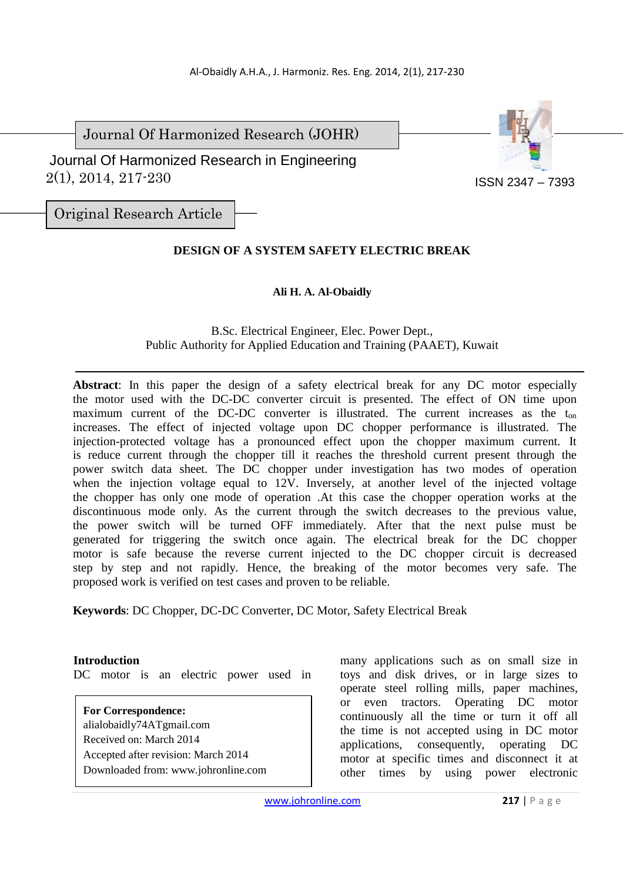Journal Of Harmonized Research (JOHR)

Journal Of Harmonized Research in Engineering 2(1), 2014, 217-230

ISSN 2347 – 7393

Original Research Article

# DESIGN OF A SYSTEM SAFETY ELECTRIC BREAK

**Ali H. A. Al-Obaidly**

B.Sc. Electrical Engineer, Elec. Power Dept.,
Public Authority for Applied Education and Training (PAAET), Kuwait

**Abstract**: In this paper the design of a safety electrical break for any DC motor especially the motor used with the DC-DC converter circuit is presented. The effect of ON time upon maximum current of the DC-DC converter is illustrated. The current increases as the $t_{on}$ increases. The effect of injected voltage upon DC chopper performance is illustrated. The injection-protected voltage has a pronounced effect upon the chopper maximum current. It is reduce current through the chopper till it reaches the threshold current present through the power switch data sheet. The DC chopper under investigation has two modes of operation when the injection voltage equal to 12V. Inversely, at another level of the injected voltage the chopper has only one mode of operation .At this case the chopper operation works at the discontinuous mode only. As the current through the switch decreases to the previous value, the power switch will be turned OFF immediately. After that the next pulse must be generated for triggering the switch once again. The electrical break for the DC chopper motor is safe because the reverse current injected to the DC chopper circuit is decreased step by step and not rapidly. Hence, the breaking of the motor becomes very safe. The proposed work is verified on test cases and proven to be reliable.

**Keywords**: DC Chopper, DC-DC Converter, DC Motor, Safety Electrical Break

## Introduction

DC motor is an electric power used in many applications such as on small size in toys and disk drives, or in large sizes to operate steel rolling mills, paper machines, or even tractors. Operating DC motor continuously all the time or turn it off all the time is not accepted using in DC motor applications, consequently, operating DC motor at specific times and disconnect it at other times by using power electronic

**For Correspondence:**
alialobaidly74ATgmail.com
Received on: March 2014
Accepted after revision: March 2014
Downloaded from: www.johronline.com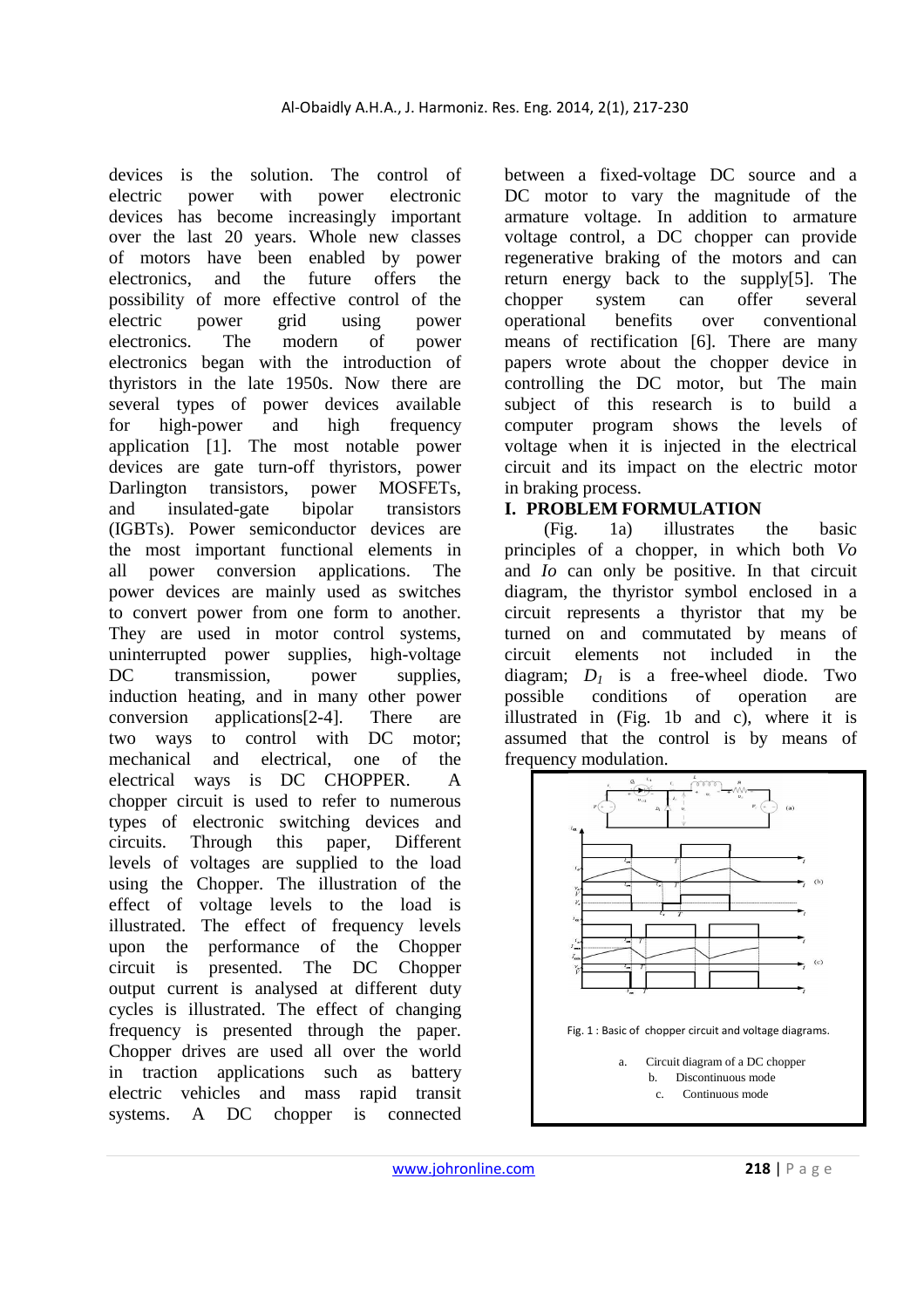devices is the solution. The control of electric power with power electronic devices has become increasingly important over the last 20 years. Whole new classes of motors have been enabled by power electronics, and the future offers the possibility of more effective control of the electric power grid using power electronics. The modern of power electronics began with the introduction of thyristors in the late 1950s. Now there are several types of power devices available for high-power and high frequency application [1]. The most notable power devices are gate turn-off thyristors, power Darlington transistors, power MOSFETs, and insulated-gate bipolar transistors (IGBTs). Power semiconductor devices are the most important functional elements in all power conversion applications. The power devices are mainly used as switches to convert power from one form to another. They are used in motor control systems, uninterrupted power supplies, high-voltage DC transmission, power supplies, induction heating, and in many other power conversion applications[2-4]. There are two ways to control with DC motor; mechanical and electrical, one of the electrical ways is DC CHOPPER. A chopper circuit is used to refer to numerous types of electronic switching devices and circuits. Through this paper, Different levels of voltages are supplied to the load using the Chopper. The illustration of the effect of voltage levels to the load is illustrated. The effect of frequency levels upon the performance of the Chopper circuit is presented. The DC Chopper output current is analysed at different duty cycles is illustrated. The effect of changing frequency is presented through the paper. Chopper drives are used all over the world in traction applications such as battery electric vehicles and mass rapid transit systems. A DC chopper is connected between a fixed-voltage DC source and a DC motor to vary the magnitude of the armature voltage. In addition to armature voltage control, a DC chopper can provide regenerative braking of the motors and can return energy back to the supply[5]. The chopper system can offer several operational benefits over conventional means of rectification [6]. There are many papers wrote about the chopper device in controlling the DC motor, but The main subject of this research is to build a computer program shows the levels of voltage when it is injected in the electrical circuit and its impact on the electric motor in braking process.

## I. PROBLEM FORMULATION

(Fig. 1a) illustrates the basic principles of a chopper, in which both *Vo* and *Io* can only be positive. In that circuit diagram, the thyristor symbol enclosed in a circuit represents a thyristor that my be turned on and commutated by means of circuit elements not included in the diagram; $D_1$ is a free-wheel diode. Two possible conditions of operation are illustrated in (Fig. 1b and c), where it is assumed that the control is by means of frequency modulation.

Fig. 1 : Basic of chopper circuit and voltage diagrams.

a. Circuit diagram of a DC chopper
b. Discontinuous mode
c. Continuous mode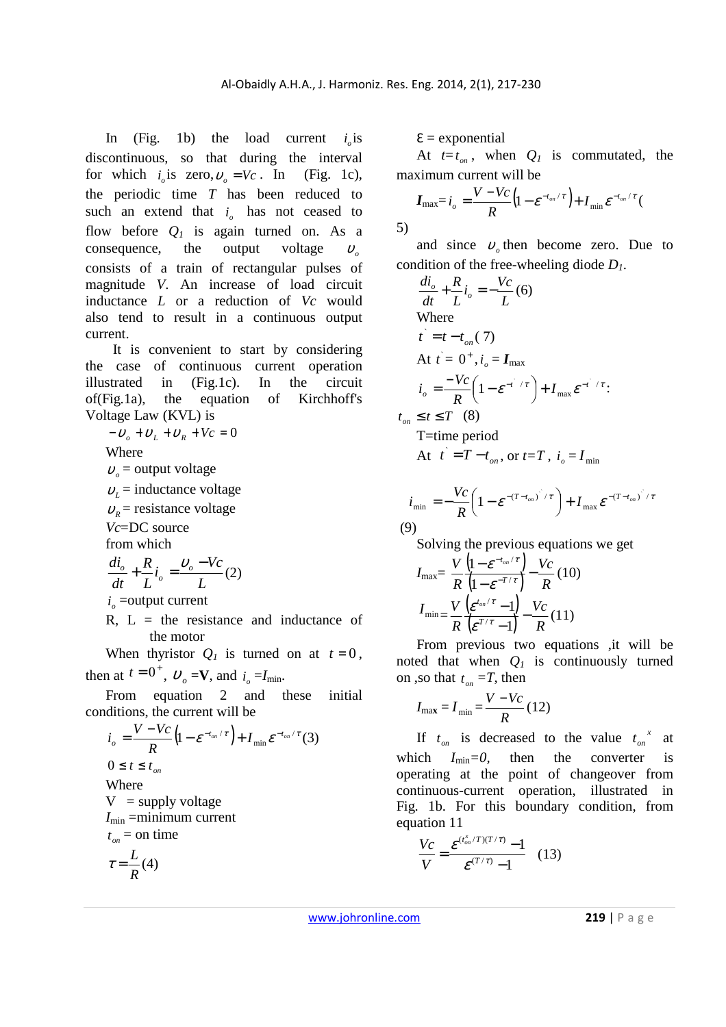In (Fig. 1b) the load current $i_o$ is discontinuous, so that during the interval for which $i_o$ is zero, $\upsilon_o = Vc$. In (Fig. 1c), the periodic time $T$ has been reduced to such an extend that $i_o$ has not ceased to flow before $Q_1$ is again turned on. As a consequence, the output voltage $\upsilon_o$ consists of a train of rectangular pulses of magnitude $V$. An increase of load circuit inductance $L$ or a reduction of $Vc$ would also tend to result in a continuous output current.

It is convenient to start by considering the case of continuous current operation illustrated in (Fig.1c). In the circuit of(Fig.1a), the equation of Kirchhoff's Voltage Law (KVL) is

$$-\upsilon_o + \upsilon_L + \upsilon_R + Vc = 0$$

Where

$\upsilon_o$ = output voltage

$\upsilon_L$ = inductance voltage

$\upsilon_R$ = resistance voltage

$Vc$=DC source

from which

$$\frac{di_o}{dt} + \frac{R}{L} i_o = \frac{\upsilon_o - Vc}{L} \quad (2)$$

$i_o$ =output current

R, L = the resistance and inductance of the motor

When thyristor $Q_1$ is turned on at $t = 0$, then at $t = 0^+$, $\upsilon_o$ =V, and $i_o$ =$I_{\min}$.

From equation 2 and these initial conditions, the current will be

$$i_o = \frac{V - Vc}{R}\left(1 - \varepsilon^{-t_{on}/\tau}\right) + I_{\min}\varepsilon^{-t_{on}/\tau} \quad (3)$$

$$0 \le t \le t_{on}$$

Where

V = supply voltage

$I_{\min}$ =minimum current

$t_{on}$ = on time

$$\tau = \frac{L}{R} \quad (4)$$

ε = exponential

At $t=t_{on}$, when $Q_1$ is commutated, the maximum current will be

$$I_{\max} = i_o = \frac{V - Vc}{R}\left(1 - \varepsilon^{-t_{on}/\tau}\right) + I_{\min}\varepsilon^{-t_{on}/\tau} \quad (5)$$

and since $\upsilon_o$ then become zero. Due to condition of the free-wheeling diode $D_1$.

$$\frac{di_o}{dt} + \frac{R}{L} i_o = -\frac{Vc}{L} \quad (6)$$

Where

$$t^{`} = t - t_{on} \quad (7)$$

At $t^{`} = 0^+$, $i_o$ = $I_{\max}$

$$i_o = \frac{-Vc}{R}\left(1 - \varepsilon^{-t^{`}/\tau}\right) + I_{\max}\varepsilon^{-t^{`}/\tau} :$$

$$t_{on} \le t \le T \quad (8)$$

T=time period

At $t^{`} = T - t_{on}$, or $t=T$, $i_o = I_{\min}$

$$i_{\min} = -\frac{Vc}{R}\left(1 - \varepsilon^{-(T-t_{on})^{`}/\tau}\right) + I_{\max}\varepsilon^{-(T-t_{on})^{`}/\tau} \quad (9)$$

Solving the previous equations we get

$$I_{\max} = \frac{V}{R}\frac{\left(1 - \varepsilon^{-t_{on}/\tau}\right)}{\left(1 - \varepsilon^{-T/\tau}\right)} - \frac{Vc}{R} \quad (10)$$

$$I_{\min} = \frac{V}{R}\frac{\left(\varepsilon^{t_{on}/\tau} - 1\right)}{\left(\varepsilon^{T/\tau} - 1\right)} - \frac{Vc}{R} \quad (11)$$

From previous two equations ,it will be noted that when $Q_1$ is continuously turned on ,so that $t_{on}$ =$T$, then

$$I_{\max} = I_{\min} = \frac{V - Vc}{R} \quad (12)$$

If $t_{on}$ is decreased to the value $t_{on}^{x}$ at which $I_{\min}=0$, then the converter is operating at the point of changeover from continuous-current operation, illustrated in Fig. 1b. For this boundary condition, from equation 11

$$\frac{Vc}{V} = \frac{\varepsilon^{(t_{on}^{x}/T)(T/\tau)} - 1}{\varepsilon^{(T/\tau)} - 1} \quad (13)$$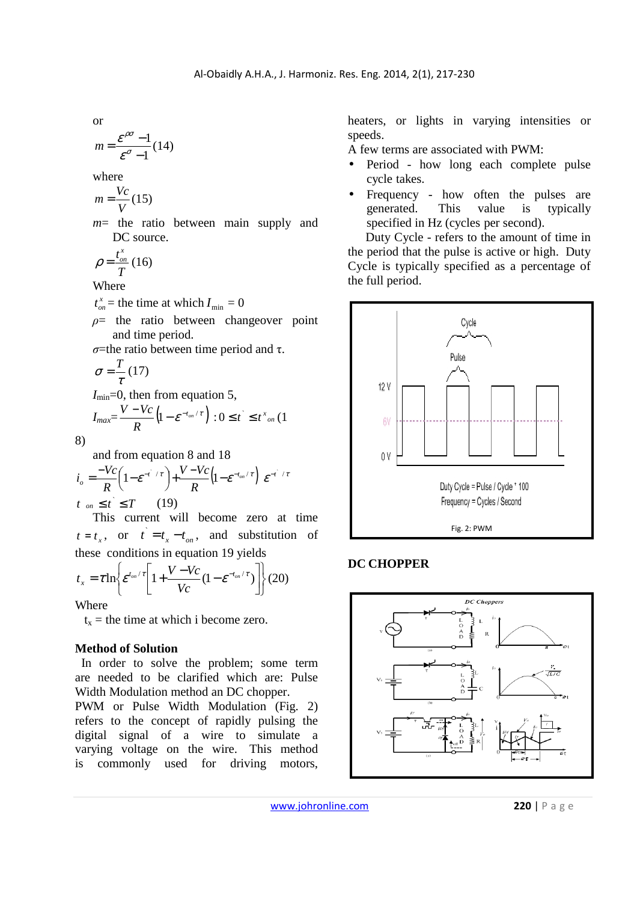or

$$m = \frac{\varepsilon^{\rho\sigma} - 1}{\varepsilon^{\sigma} - 1} \quad (14)$$

where

$$m = \frac{Vc}{V} \quad (15)$$

$m$= the ratio between main supply and DC source.

$$\rho = \frac{t^{x}_{on}}{T} \quad (16)$$

Where

$t^{x}_{on}$ = the time at which $I_{\min} = 0$

$\rho$= the ratio between changeover point and time period.

$\sigma$=the ratio between time period and τ.

$$\sigma = \frac{T}{\tau} \quad (17)$$

$I_{\min}$=0, then from equation 5,

$$I_{max} = \frac{V - Vc}{R}\left(1 - \varepsilon^{-t_{on}/\tau}\right) : 0 \leq t^{`} \leq t^{x}_{on} \quad (18)$$

and from equation 8 and 18

$$i_o = \frac{-Vc}{R}\left(1 - \varepsilon^{-t^{`}/\tau}\right) + \frac{V - Vc}{R}\left(1 - \varepsilon^{-t_{on}/\tau}\right)\varepsilon^{-t^{`}/\tau}$$

$$t_{on} \leq t^{`} \leq T \quad (19)$$

This current will become zero at time $t = t_x$, or $t^{`} = t_x - t_{on}$, and substitution of these conditions in equation 19 yields

$$t_x = \tau \ln\left\{\varepsilon^{t_{on}/\tau}\left[1 + \frac{V - Vc}{Vc}\left(1 - \varepsilon^{-t_{on}/\tau}\right)\right]\right\} \quad (20)$$

Where

$t_x$ = the time at which i become zero.

**Method of Solution**

In order to solve the problem; some term are needed to be clarified which are: Pulse Width Modulation method an DC chopper.

PWM or Pulse Width Modulation (Fig. 2) refers to the concept of rapidly pulsing the digital signal of a wire to simulate a varying voltage on the wire. This method is commonly used for driving motors, heaters, or lights in varying intensities or speeds.

A few terms are associated with PWM:

- Period - how long each complete pulse cycle takes.
- Frequency - how often the pulses are generated. This value is typically specified in Hz (cycles per second).

Duty Cycle - refers to the amount of time in the period that the pulse is active or high. Duty Cycle is typically specified as a percentage of the full period.

Fig. 2: PWM

**DC CHOPPER**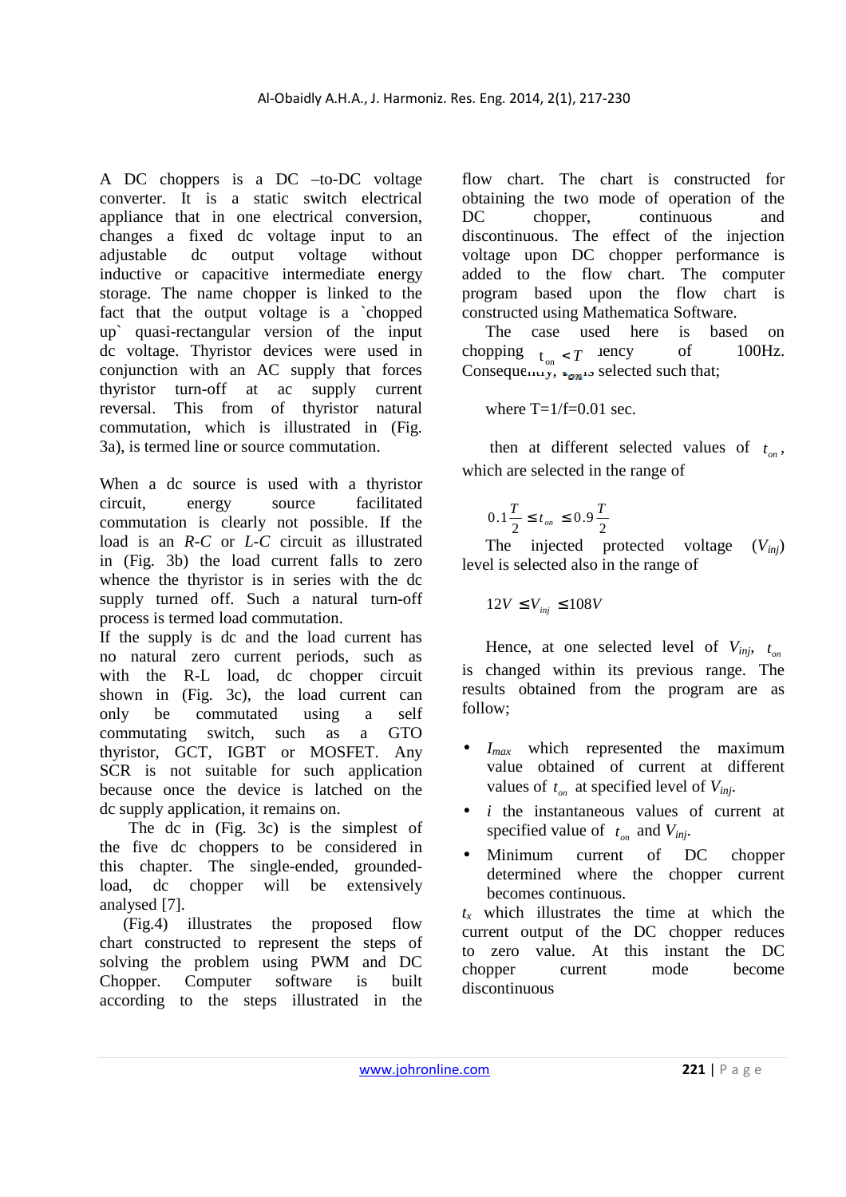A DC choppers is a DC –to-DC voltage converter. It is a static switch electrical appliance that in one electrical conversion, changes a fixed dc voltage input to an adjustable dc output voltage without inductive or capacitive intermediate energy storage. The name chopper is linked to the fact that the output voltage is a `chopped up` quasi-rectangular version of the input dc voltage. Thyristor devices were used in conjunction with an AC supply that forces thyristor turn-off at ac supply current reversal. This from of thyristor natural commutation, which is illustrated in (Fig. 3a), is termed line or source commutation.

When a dc source is used with a thyristor circuit, energy source facilitated commutation is clearly not possible. If the load is an *R-C* or *L-C* circuit as illustrated in (Fig. 3b) the load current falls to zero whence the thyristor is in series with the dc supply turned off. Such a natural turn-off process is termed load commutation.
If the supply is dc and the load current has no natural zero current periods, such as with the R-L load, dc chopper circuit shown in (Fig. 3c), the load current can only be commutated using a self commutating switch, such as a GTO thyristor, GCT, IGBT or MOSFET. Any SCR is not suitable for such application because once the device is latched on the dc supply application, it remains on.

The dc in (Fig. 3c) is the simplest of the five dc choppers to be considered in this chapter. The single-ended, grounded-load, dc chopper will be extensively analysed [7].

(Fig.4) illustrates the proposed flow chart constructed to represent the steps of solving the problem using PWM and DC Chopper. Computer software is built according to the steps illustrated in the flow chart. The chart is constructed for obtaining the two mode of operation of the DC chopper, continuous and discontinuous. The effect of the injection voltage upon DC chopper performance is added to the flow chart. The computer program based upon the flow chart is constructed using Mathematica Software.

The case used here is based on chopping frequency of 100Hz. Consequently, $t_{on}$ is selected such that;

$$t_{on} < T$$

where T=1/f=0.01 sec.

then at different selected values of $t_{on}$, which are selected in the range of

$$0.1\frac{T}{2} \leq t_{on} \leq 0.9\frac{T}{2}$$

The injected protected voltage ($V_{inj}$) level is selected also in the range of

$$12V \leq V_{inj} \leq 108V$$

Hence, at one selected level of $V_{inj}$, $t_{on}$ is changed within its previous range. The results obtained from the program are as follow;

- $I_{max}$ which represented the maximum value obtained of current at different values of $t_{on}$ at specified level of $V_{inj}$.
- $i$ the instantaneous values of current at specified value of $t_{on}$ and $V_{inj}$.
- Minimum current of DC chopper determined where the chopper current becomes continuous.

$t_x$ which illustrates the time at which the current output of the DC chopper reduces to zero value. At this instant the DC chopper current mode become discontinuous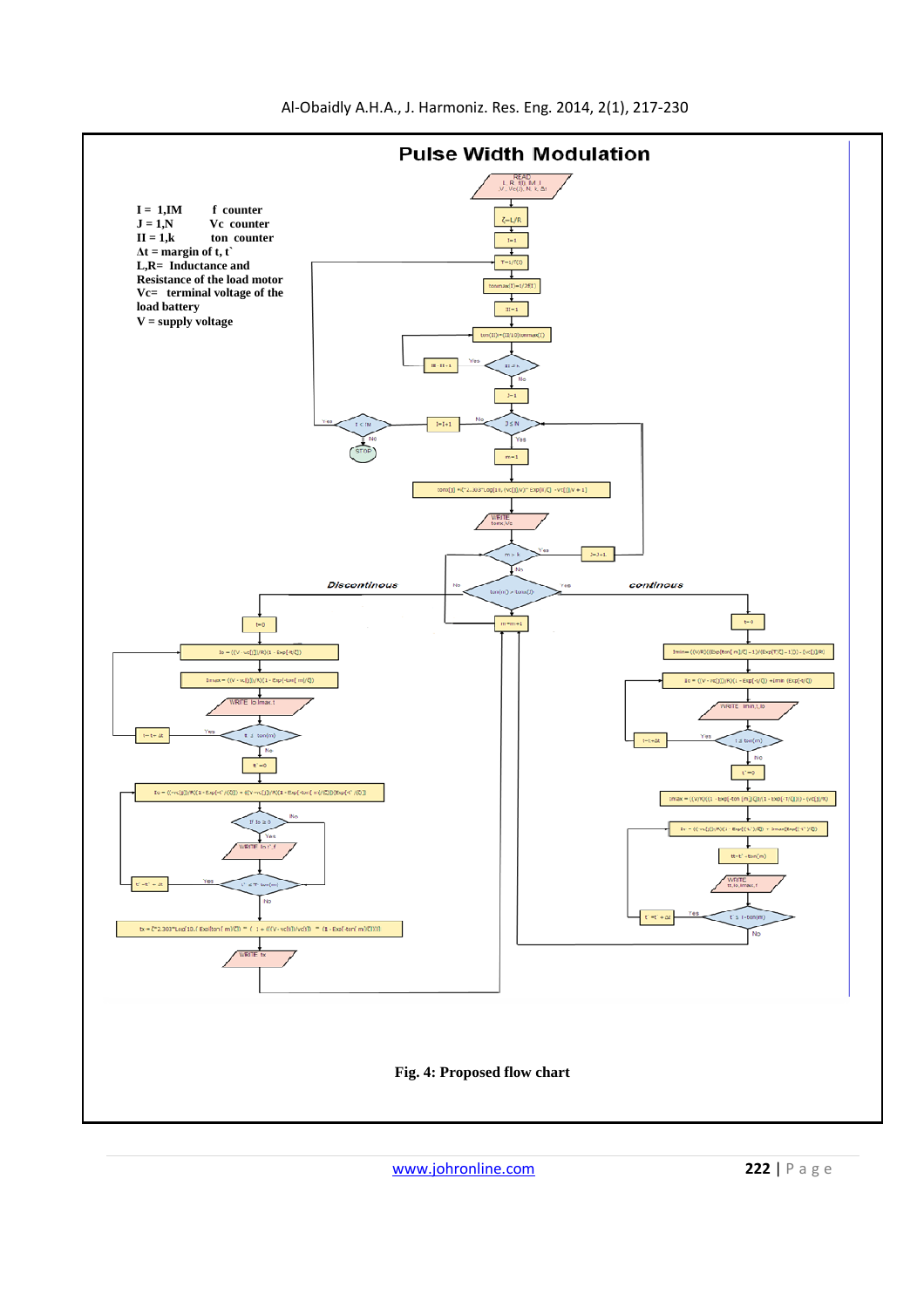# Pulse Width Modulation

I = 1,IM f counter
J = 1,N Vc counter
II = 1,k ton counter
Δt = margin of t, t`
L,R= Inductance and Resistance of the load motor
Vc= terminal voltage of the load battery
V = supply voltage

**Fig. 4: Proposed flow chart**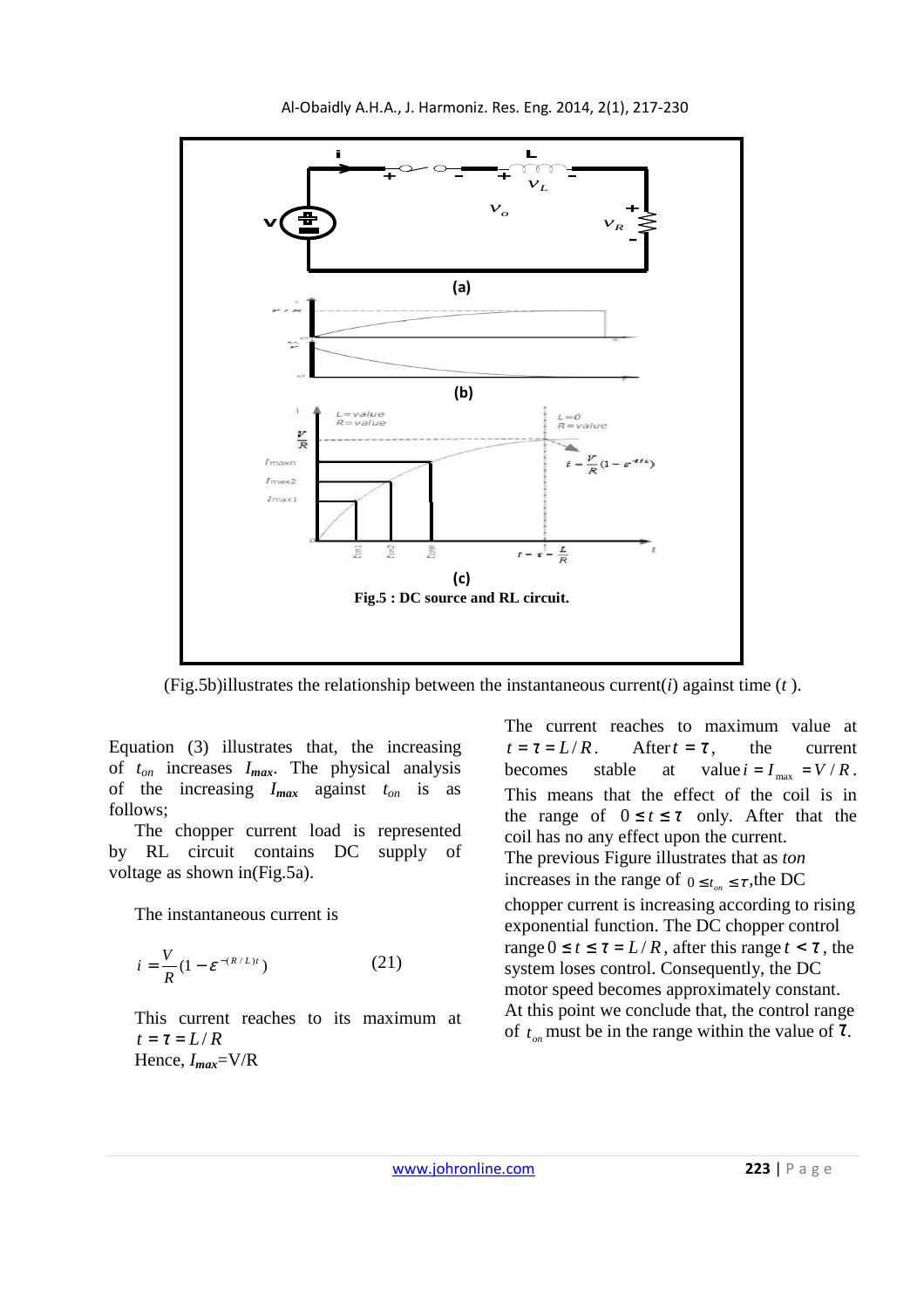**Fig.5 : DC source and RL circuit.**

(Fig.5b)illustrates the relationship between the instantaneous current($i$) against time ($t$ ).

Equation (3) illustrates that, the increasing of $t_{on}$ increases $I_{max}$. The physical analysis of the increasing $I_{max}$ against $t_{on}$ is as follows;

The chopper current load is represented by RL circuit contains DC supply of voltage as shown in(Fig.5a).

The instantaneous current is

$$i = \frac{V}{R}(1 - \varepsilon^{-(R/L)t}) \qquad (21)$$

This current reaches to its maximum at $t = \tau = L/R$

Hence, $I_{max}$=V/R

The current reaches to maximum value at $t = \tau = L/R$. After $t = \tau$, the current becomes stable at value $i = I_{max} = V/R$. This means that the effect of the coil is in the range of $0 \le t \le \tau$ only. After that the coil has no any effect upon the current.

The previous Figure illustrates that as *ton* increases in the range of $0 \le t_{on} \le \tau$,the DC chopper current is increasing according to rising exponential function. The DC chopper control range $0 \le t \le \tau = L/R$, after this range $t < \tau$, the system loses control. Consequently, the DC motor speed becomes approximately constant. At this point we conclude that, the control range of $t_{on}$ must be in the range within the value of $\tau$.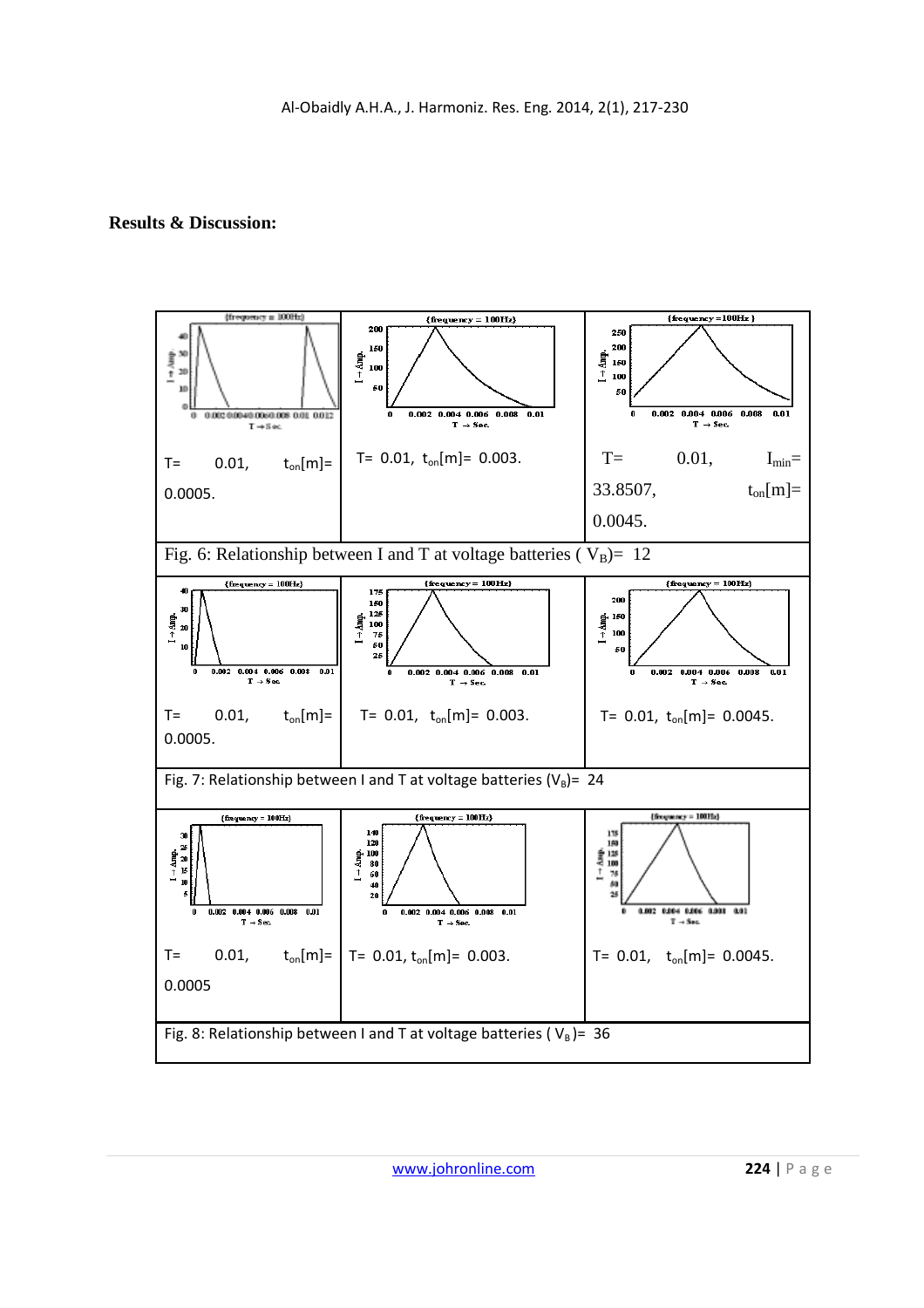## Results & Discussion:

| T= 0.01, $t_{on}[m]$= 0.0005. | T= 0.01, $t_{on}[m]$= 0.003. | T= 0.01, $I_{min}$= 33.8507, $t_{on}[m]$= 0.0045. |
|---|---|---|

Fig. 6: Relationship between I and T at voltage batteries ( $V_B$)= 12

| T= 0.01, $t_{on}[m]$= 0.0005. | T= 0.01, $t_{on}[m]$= 0.003. | T= 0.01, $t_{on}[m]$= 0.0045. |
|---|---|---|

Fig. 7: Relationship between I and T at voltage batteries ($V_B$)= 24

| T= 0.01, $t_{on}[m]$= 0.0005 | T= 0.01, $t_{on}[m]$= 0.003. | T= 0.01, $t_{on}[m]$= 0.0045. |
|---|---|---|

Fig. 8: Relationship between I and T at voltage batteries ( $V_B$)= 36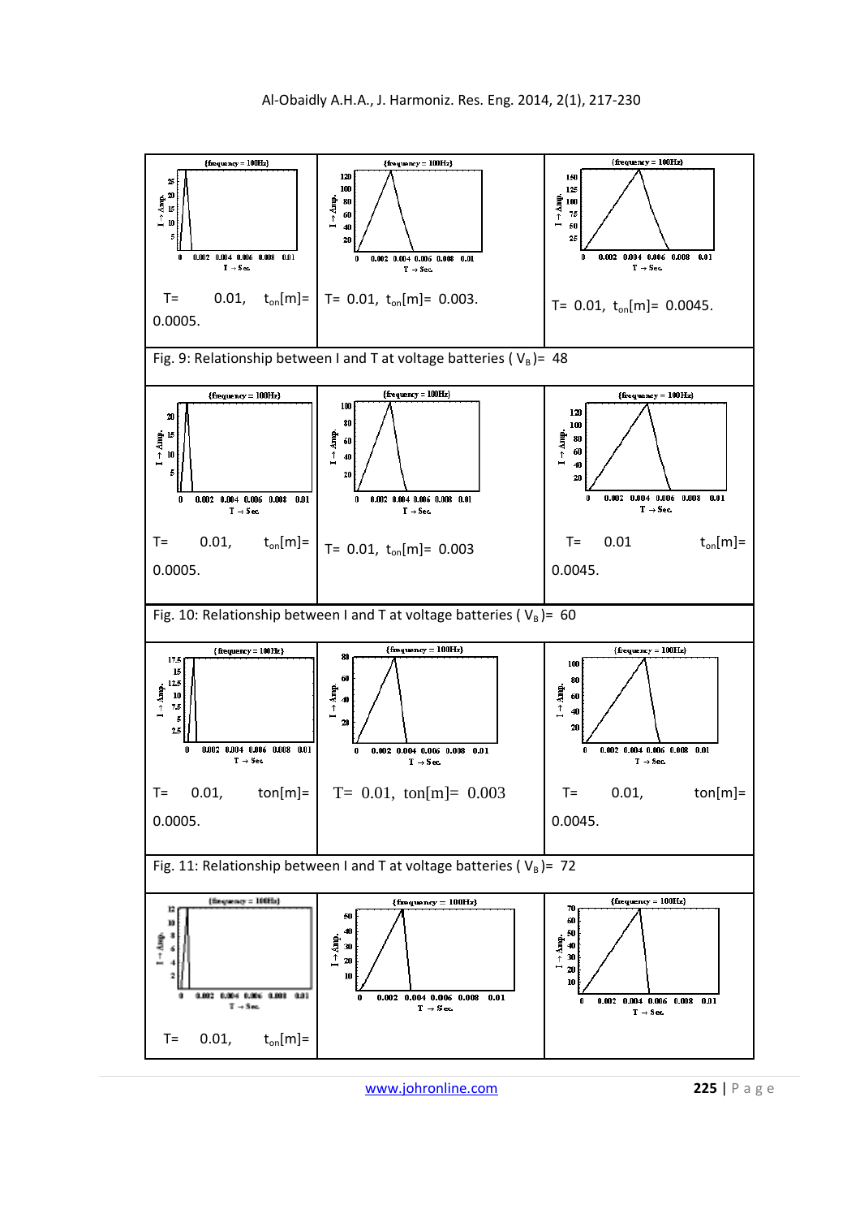| {frequency = 100Hz} | {frequency = 100Hz} | {frequency = 100Hz} |
| --- | --- | --- |
| T= 0.01, $t_{on}$[m]= 0.0005. | T= 0.01, $t_{on}$[m]= 0.003. | T= 0.01, $t_{on}$[m]= 0.0045. |

Fig. 9: Relationship between I and T at voltage batteries ( $V_B$ )= 48

| {frequency = 100Hz} | {frequency = 100Hz} | {frequency = 100Hz} |
| --- | --- | --- |
| T= 0.01, $t_{on}$[m]= 0.0005. | T= 0.01, $t_{on}$[m]= 0.003 | T= 0.01 $t_{on}$[m]= 0.0045. |

Fig. 10: Relationship between I and T at voltage batteries ( $V_B$ )= 60

| {frequency = 100Hz} | {frequency = 100Hz} | {frequency = 100Hz} |
| --- | --- | --- |
| T= 0.01, ton[m]= 0.0005. | T= 0.01, ton[m]= 0.003 | T= 0.01, ton[m]= 0.0045. |

Fig. 11: Relationship between I and T at voltage batteries ( $V_B$ )= 72

| {frequency = 100Hz} | {frequency = 100Hz} | {frequency = 100Hz} |
| --- | --- | --- |
| T= 0.01, $t_{on}$[m]= | | |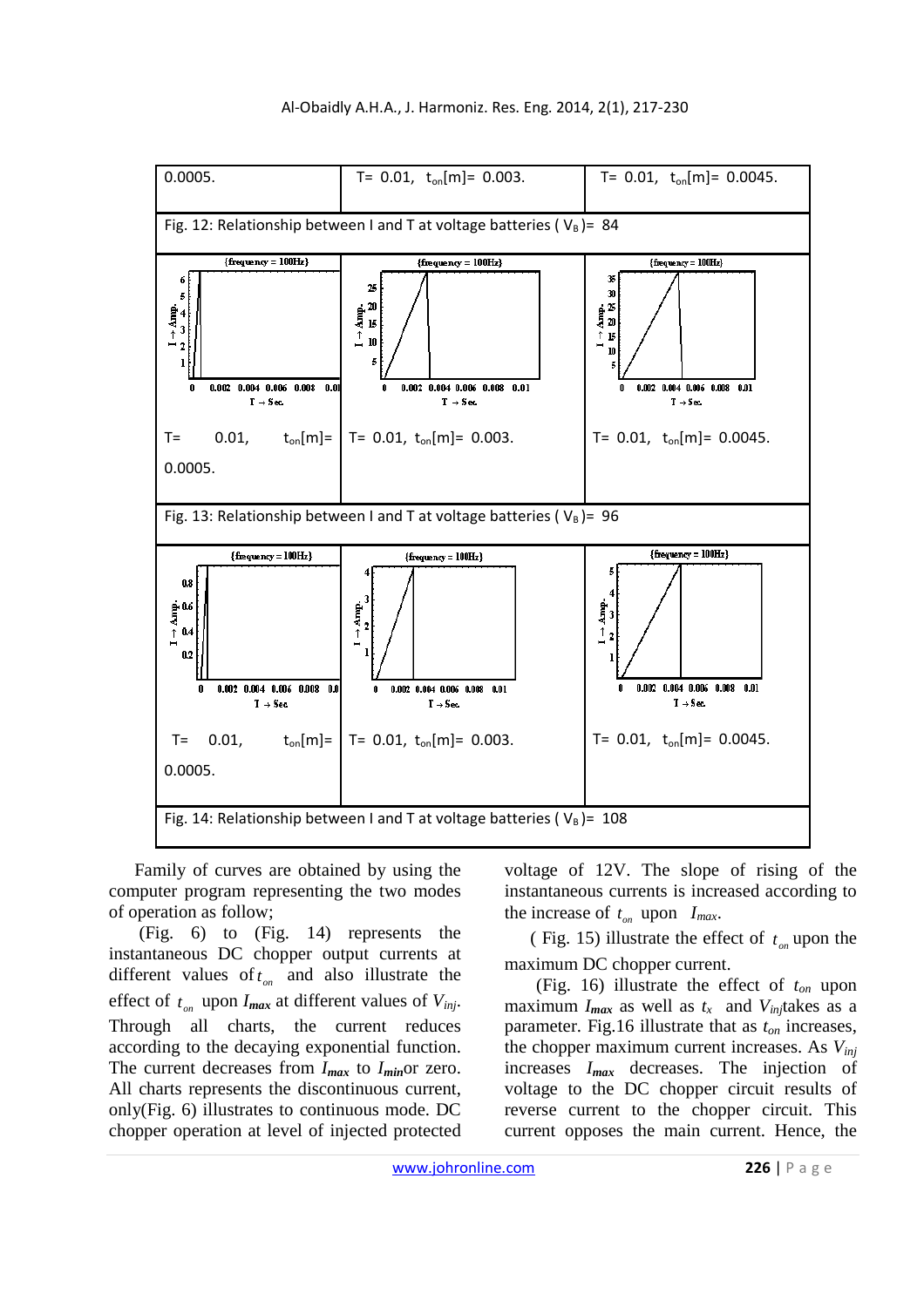| 0.0005. | T= 0.01, $t_{on}$[m]= 0.003. | T= 0.01, $t_{on}$[m]= 0.0045. |
|---|---|---|

Fig. 12: Relationship between I and T at voltage batteries ( $V_B$ )= 84

| | | |
|---|---|---|
| T= 0.01, $t_{on}$[m]= 0.0005. | T= 0.01, $t_{on}$[m]= 0.003. | T= 0.01, $t_{on}$[m]= 0.0045. |

Fig. 13: Relationship between I and T at voltage batteries ( $V_B$ )= 96

| | | |
|---|---|---|
| T= 0.01, $t_{on}$[m]= 0.0005. | T= 0.01, $t_{on}$[m]= 0.003. | T= 0.01, $t_{on}$[m]= 0.0045. |

Fig. 14: Relationship between I and T at voltage batteries ( $V_B$ )= 108

Family of curves are obtained by using the computer program representing the two modes of operation as follow;

(Fig. 6) to (Fig. 14) represents the instantaneous DC chopper output currents at different values of $t_{on}$ and also illustrate the effect of $t_{on}$ upon $I_{max}$ at different values of $V_{inj}$. Through all charts, the current reduces according to the decaying exponential function. The current decreases from $I_{max}$ to $I_{min}$ or zero. All charts represents the discontinuous current, only(Fig. 6) illustrates to continuous mode. DC chopper operation at level of injected protected voltage of 12V. The slope of rising of the instantaneous currents is increased according to the increase of $t_{on}$ upon $I_{max}$.

( Fig. 15) illustrate the effect of $t_{on}$ upon the maximum DC chopper current.

(Fig. 16) illustrate the effect of $t_{on}$ upon maximum $I_{max}$ as well as $t_x$ and $V_{inj}$ takes as a parameter. Fig.16 illustrate that as $t_{on}$ increases, the chopper maximum current increases. As $V_{inj}$ increases $I_{max}$ decreases. The injection of voltage to the DC chopper circuit results of reverse current to the chopper circuit. This current opposes the main current. Hence, the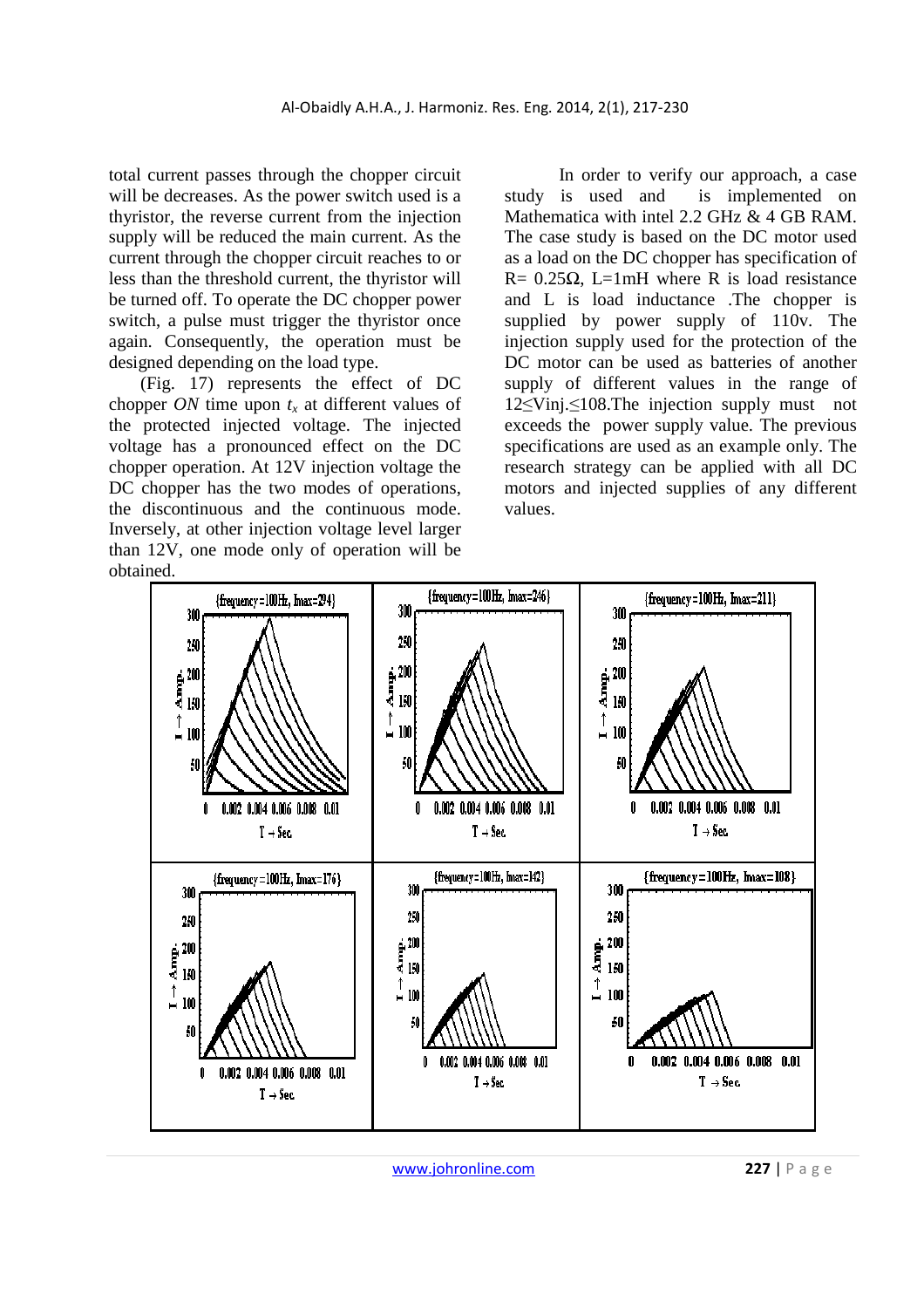total current passes through the chopper circuit will be decreases. As the power switch used is a thyristor, the reverse current from the injection supply will be reduced the main current. As the current through the chopper circuit reaches to or less than the threshold current, the thyristor will be turned off. To operate the DC chopper power switch, a pulse must trigger the thyristor once again. Consequently, the operation must be designed depending on the load type.

(Fig. 17) represents the effect of DC chopper *ON* time upon $t_x$ at different values of the protected injected voltage. The injected voltage has a pronounced effect on the DC chopper operation. At 12V injection voltage the DC chopper has the two modes of operations, the discontinuous and the continuous mode. Inversely, at other injection voltage level larger than 12V, one mode only of operation will be obtained.

In order to verify our approach, a case study is used and is implemented on Mathematica with intel 2.2 GHz & 4 GB RAM. The case study is based on the DC motor used as a load on the DC chopper has specification of R= 0.25Ω, L=1mH where R is load resistance and L is load inductance .The chopper is supplied by power supply of 110v. The injection supply used for the protection of the DC motor can be used as batteries of another supply of different values in the range of 12≤Vinj.≤108.The injection supply must not exceeds the power supply value. The previous specifications are used as an example only. The research strategy can be applied with all DC motors and injected supplies of any different values.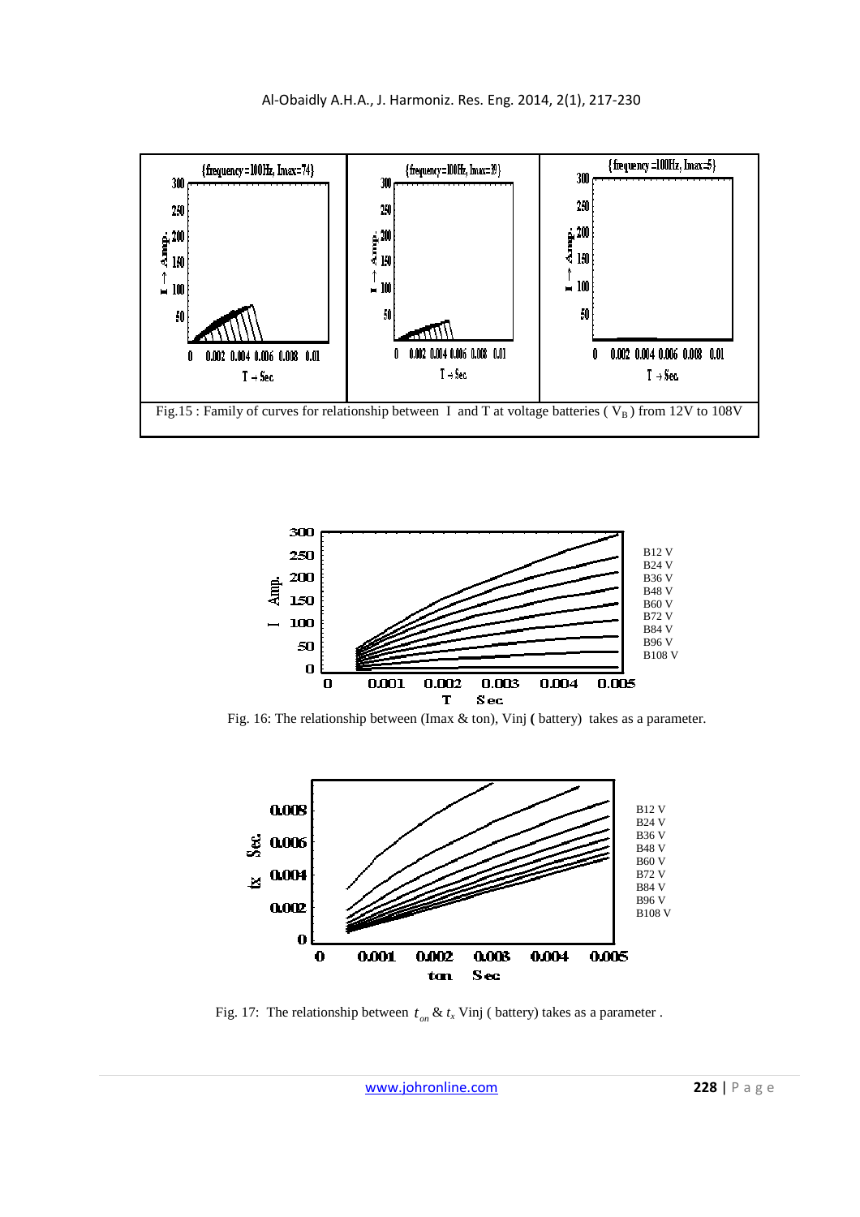Fig.15 : Family of curves for relationship between I and T at voltage batteries ( $V_B$ ) from 12V to 108V

Fig. 16: The relationship between (Imax & ton), Vinj **(** battery) takes as a parameter.

Fig. 17: The relationship between $t_{on}$ & $t_x$ Vinj ( battery) takes as a parameter .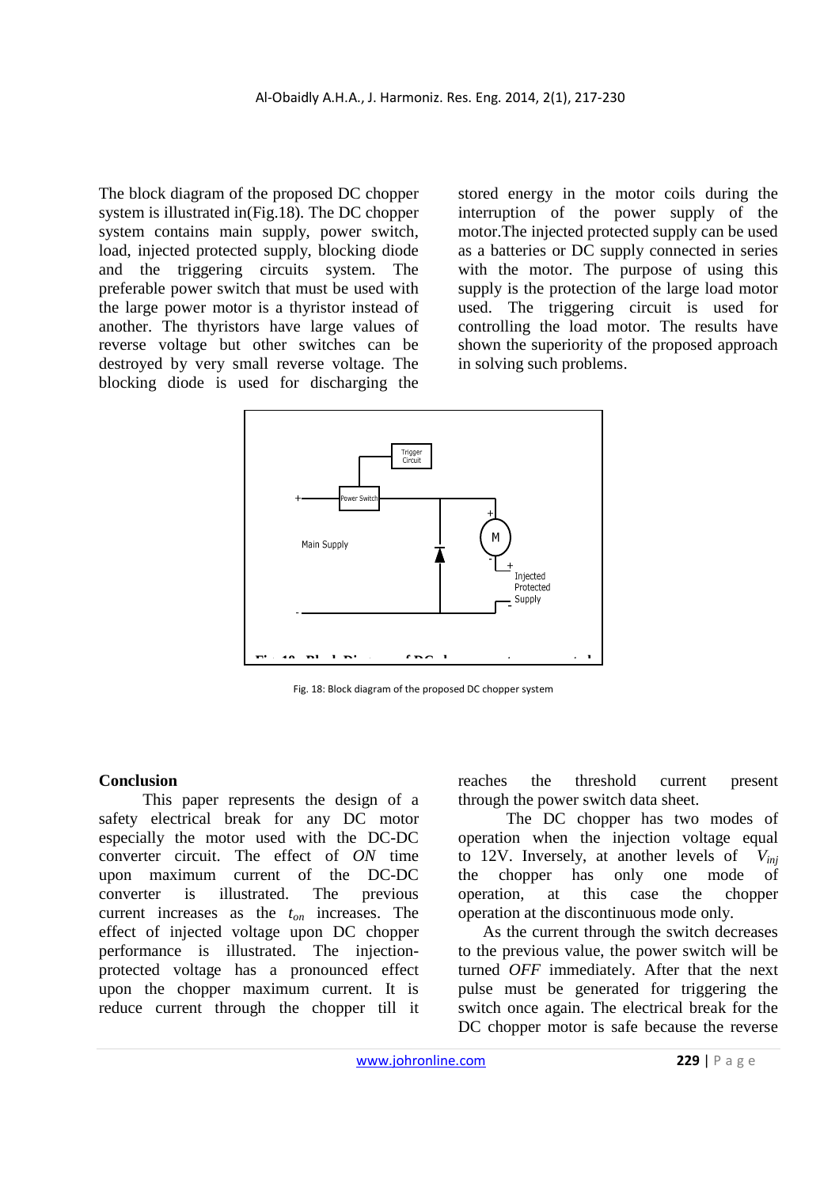The block diagram of the proposed DC chopper system is illustrated in(Fig.18). The DC chopper system contains main supply, power switch, load, injected protected supply, blocking diode and the triggering circuits system. The preferable power switch that must be used with the large power motor is a thyristor instead of another. The thyristors have large values of reverse voltage but other switches can be destroyed by very small reverse voltage. The blocking diode is used for discharging the stored energy in the motor coils during the interruption of the power supply of the motor.The injected protected supply can be used as a batteries or DC supply connected in series with the motor. The purpose of using this supply is the protection of the large load motor used. The triggering circuit is used for controlling the load motor. The results have shown the superiority of the proposed approach in solving such problems.

Fig. 18: Block diagram of the proposed DC chopper system

## Conclusion

This paper represents the design of a safety electrical break for any DC motor especially the motor used with the DC-DC converter circuit. The effect of *ON* time upon maximum current of the DC-DC converter is illustrated. The previous current increases as the $t_{on}$ increases. The effect of injected voltage upon DC chopper performance is illustrated. The injection-protected voltage has a pronounced effect upon the chopper maximum current. It is reduce current through the chopper till it reaches the threshold current present through the power switch data sheet.

The DC chopper has two modes of operation when the injection voltage equal to 12V. Inversely, at another levels of $V_{inj}$ the chopper has only one mode of operation, at this case the chopper operation at the discontinuous mode only.

As the current through the switch decreases to the previous value, the power switch will be turned *OFF* immediately. After that the next pulse must be generated for triggering the switch once again. The electrical break for the DC chopper motor is safe because the reverse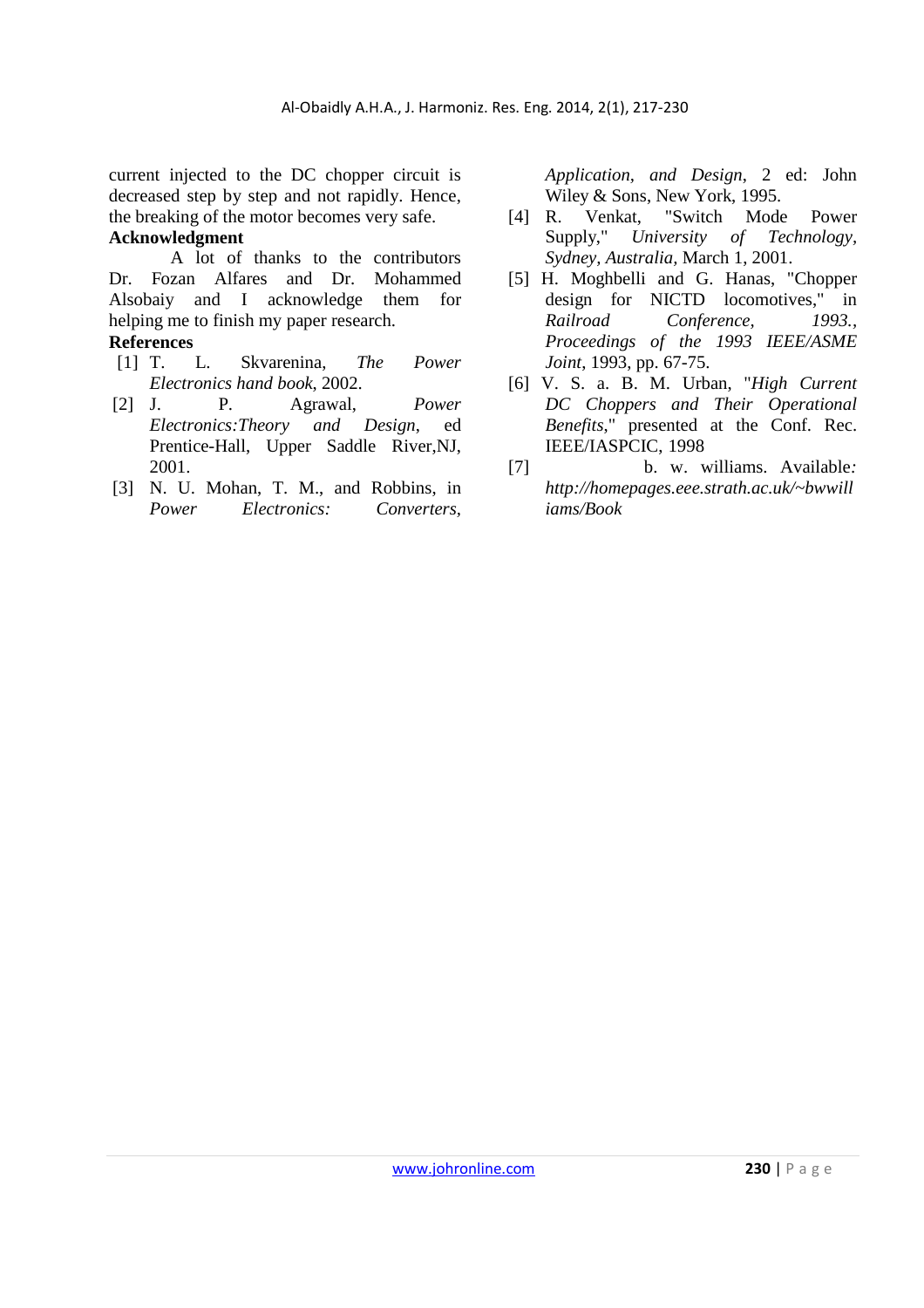current injected to the DC chopper circuit is decreased step by step and not rapidly. Hence, the breaking of the motor becomes very safe.

## Acknowledgment

A lot of thanks to the contributors Dr. Fozan Alfares and Dr. Mohammed Alsobaiy and I acknowledge them for helping me to finish my paper research.

## References

[1] T. L. Skvarenina, *The Power Electronics hand book*, 2002.

[2] J. P. Agrawal, *Power Electronics:Theory and Design*, ed Prentice-Hall, Upper Saddle River,NJ, 2001.

[3] N. U. Mohan, T. M., and Robbins, in *Power Electronics: Converters, Application, and Design*, 2 ed: John Wiley & Sons, New York, 1995.

[4] R. Venkat, "Switch Mode Power Supply," *University of Technology, Sydney, Australia,* March 1, 2001.

[5] H. Moghbelli and G. Hanas, "Chopper design for NICTD locomotives," in *Railroad Conference, 1993., Proceedings of the 1993 IEEE/ASME Joint*, 1993, pp. 67-75.

[6] V. S. a. B. M. Urban, "*High Current DC Choppers and Their Operational Benefits*," presented at the Conf. Rec. IEEE/IASPCIC, 1998

[7] b. w. williams. Available*: http://homepages.eee.strath.ac.uk/~bwwilliams/Book*